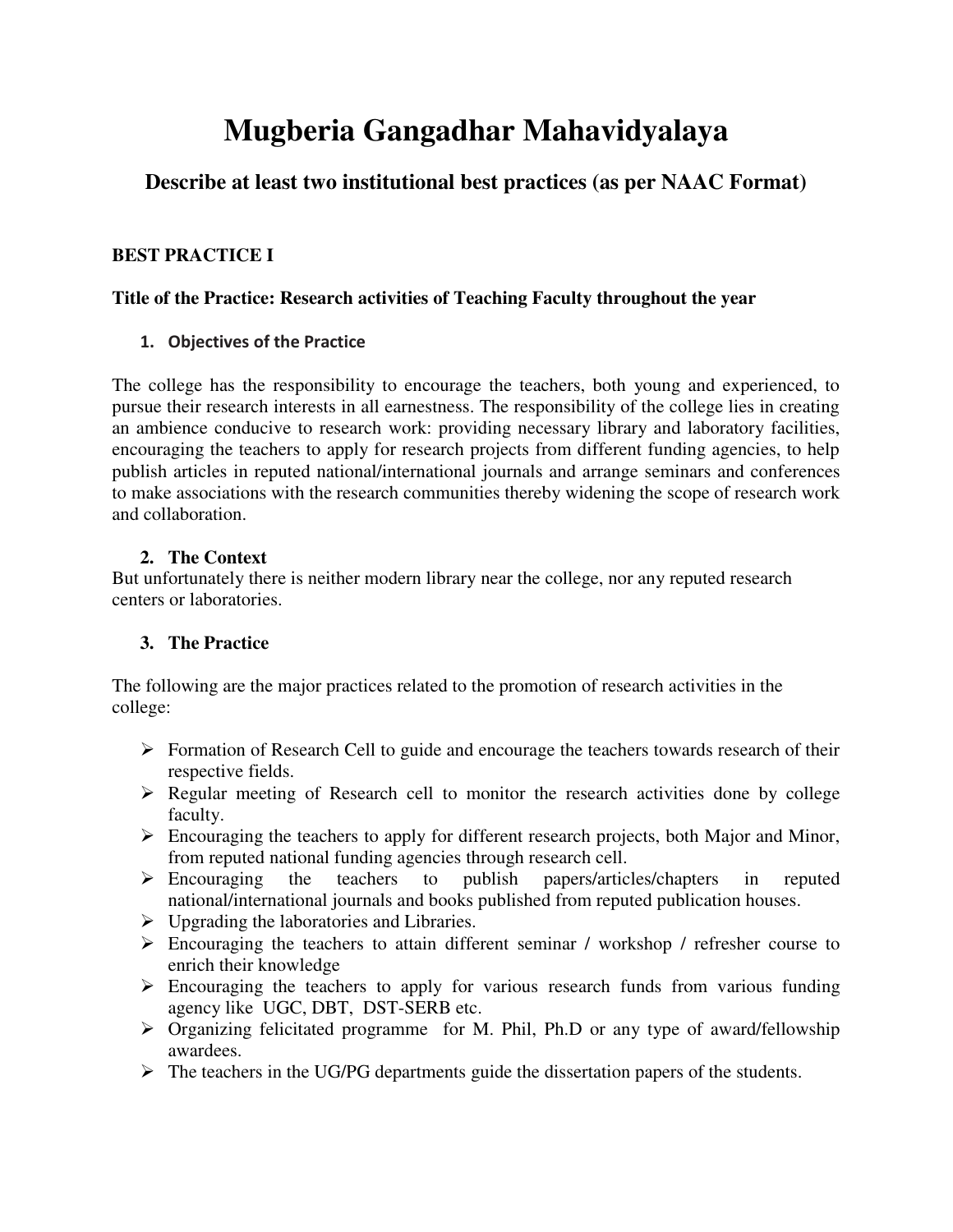# Mugberia Gangadhar Mahavidyalaya

## Describe at least two institutional best practices (as per NAAC Format)

**BEST PRACTICE I**

**Title of the Practice: Research activities of Teaching Faculty throughout the year**

1. **Objectives of the Practice**

The college has the responsibility to encourage the teachers, both young and experienced, to pursue their research interests in all earnestness. The responsibility of the college lies in creating an ambience conducive to research work: providing necessary library and laboratory facilities, encouraging the teachers to apply for research projects from different funding agencies, to help publish articles in reputed national/international journals and arrange seminars and conferences to make associations with the research communities thereby widening the scope of research work and collaboration.

2. **The Context**

But unfortunately there is neither modern library near the college, nor any reputed research centers or laboratories.

3. **The Practice**

The following are the major practices related to the promotion of research activities in the college:

- Formation of Research Cell to guide and encourage the teachers towards research of their respective fields.
- Regular meeting of Research cell to monitor the research activities done by college faculty.
- Encouraging the teachers to apply for different research projects, both Major and Minor, from reputed national funding agencies through research cell.
- Encouraging the teachers to publish papers/articles/chapters in reputed national/international journals and books published from reputed publication houses.
- Upgrading the laboratories and Libraries.
- Encouraging the teachers to attain different seminar / workshop / refresher course to enrich their knowledge
- Encouraging the teachers to apply for various research funds from various funding agency like UGC, DBT, DST-SERB etc.
- Organizing felicitated programme for M. Phil, Ph.D or any type of award/fellowship awardees.
- The teachers in the UG/PG departments guide the dissertation papers of the students.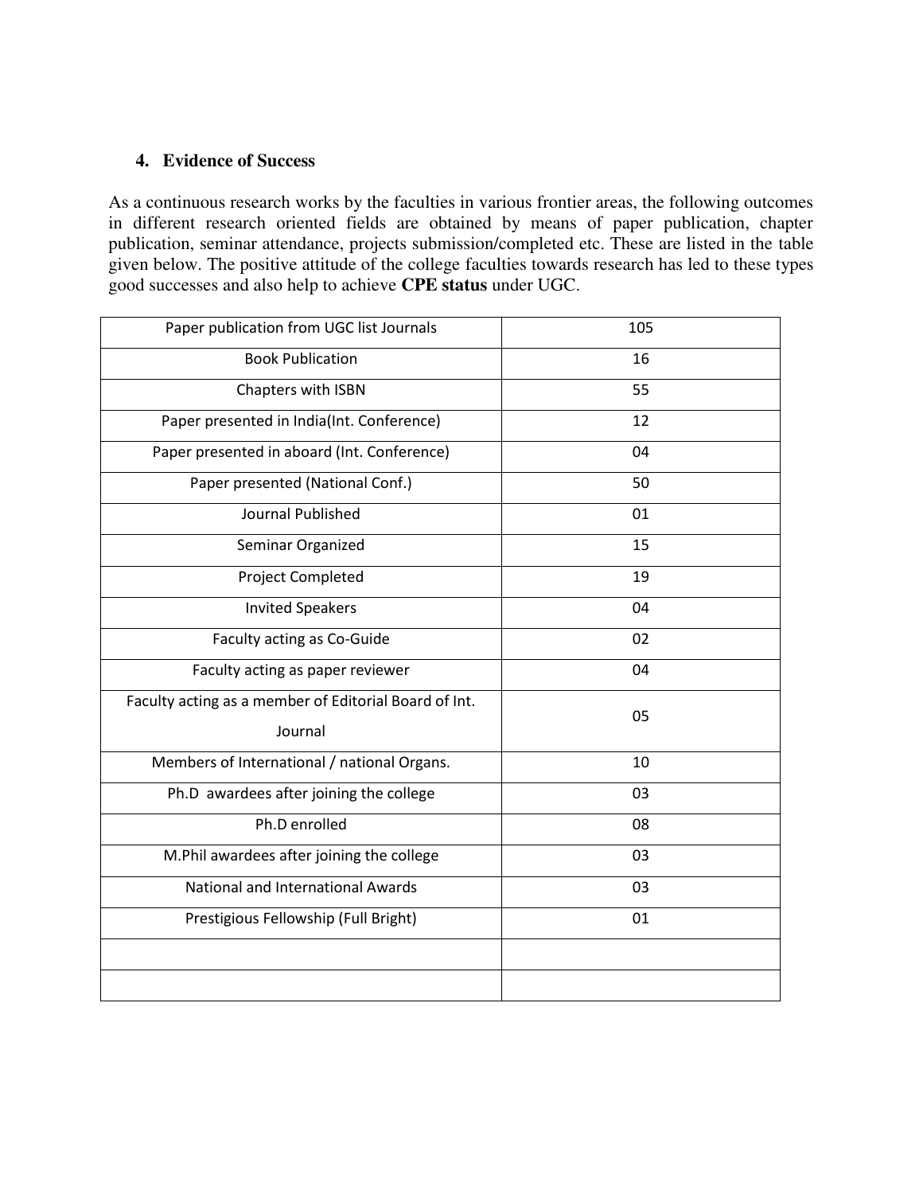## 4. Evidence of Success

As a continuous research works by the faculties in various frontier areas, the following outcomes in different research oriented fields are obtained by means of paper publication, chapter publication, seminar attendance, projects submission/completed etc. These are listed in the table given below. The positive attitude of the college faculties towards research has led to these types good successes and also help to achieve **CPE status** under UGC.

| | |
|---|---|
| Paper publication from UGC list Journals | 105 |
| Book Publication | 16 |
| Chapters with ISBN | 55 |
| Paper presented in India(Int. Conference) | 12 |
| Paper presented in aboard (Int. Conference) | 04 |
| Paper presented (National Conf.) | 50 |
| Journal Published | 01 |
| Seminar Organized | 15 |
| Project Completed | 19 |
| Invited Speakers | 04 |
| Faculty acting as Co-Guide | 02 |
| Faculty acting as paper reviewer | 04 |
| Faculty acting as a member of Editorial Board of Int. Journal | 05 |
| Members of International / national Organs. | 10 |
| Ph.D awardees after joining the college | 03 |
| Ph.D enrolled | 08 |
| M.Phil awardees after joining the college | 03 |
| National and International Awards | 03 |
| Prestigious Fellowship (Full Bright) | 01 |
| | |
| | |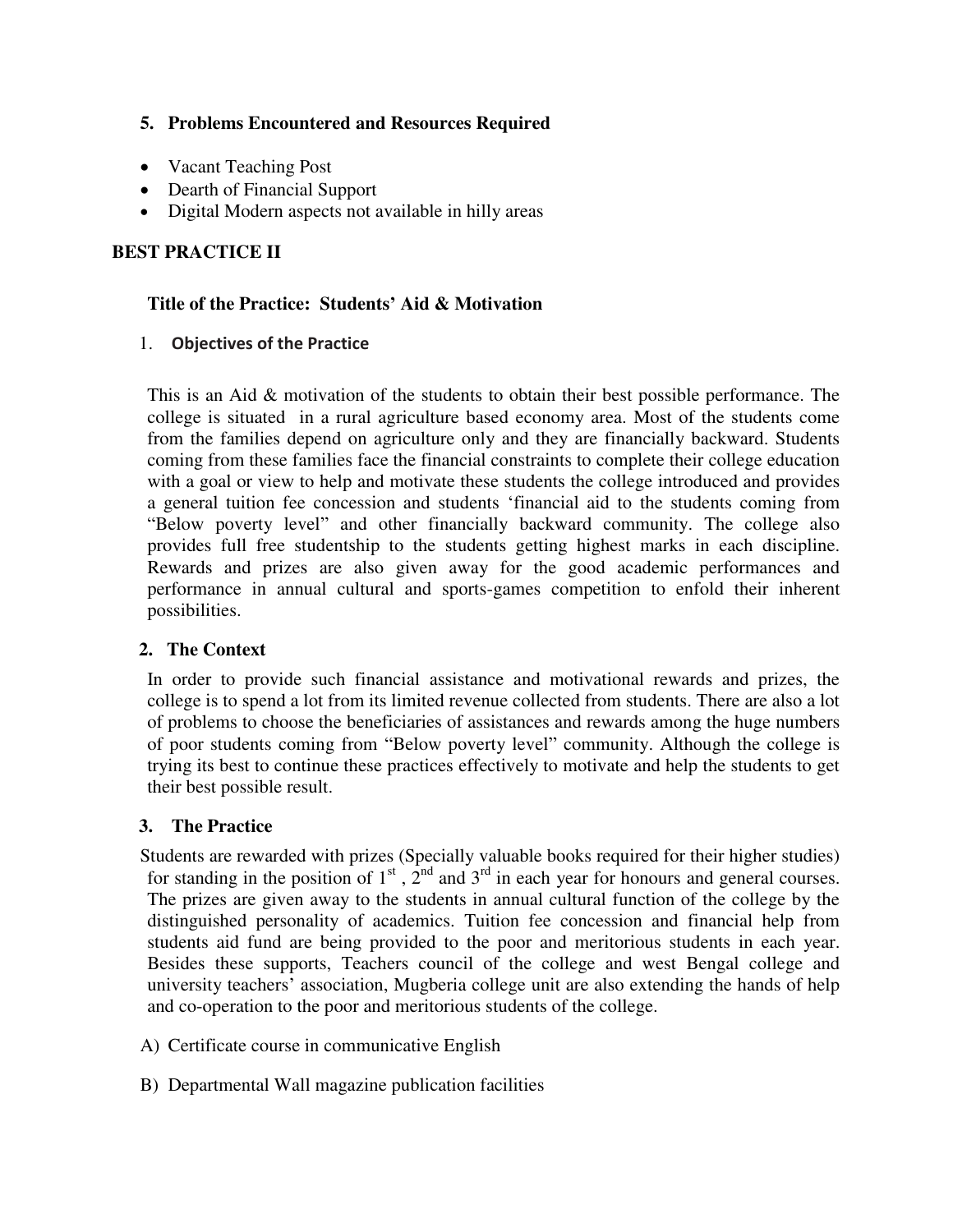### 5. Problems Encountered and Resources Required

- Vacant Teaching Post
- Dearth of Financial Support
- Digital Modern aspects not available in hilly areas

## BEST PRACTICE II

### Title of the Practice: Students' Aid & Motivation

1. **Objectives of the Practice**

This is an Aid & motivation of the students to obtain their best possible performance. The college is situated in a rural agriculture based economy area. Most of the students come from the families depend on agriculture only and they are financially backward. Students coming from these families face the financial constraints to complete their college education with a goal or view to help and motivate these students the college introduced and provides a general tuition fee concession and students 'financial aid to the students coming from "Below poverty level" and other financially backward community. The college also provides full free studentship to the students getting highest marks in each discipline. Rewards and prizes are also given away for the good academic performances and performance in annual cultural and sports-games competition to enfold their inherent possibilities.

2. **The Context**

In order to provide such financial assistance and motivational rewards and prizes, the college is to spend a lot from its limited revenue collected from students. There are also a lot of problems to choose the beneficiaries of assistances and rewards among the huge numbers of poor students coming from "Below poverty level" community. Although the college is trying its best to continue these practices effectively to motivate and help the students to get their best possible result.

3. **The Practice**

Students are rewarded with prizes (Specially valuable books required for their higher studies) for standing in the position of 1st, 2nd and 3rd in each year for honours and general courses. The prizes are given away to the students in annual cultural function of the college by the distinguished personality of academics. Tuition fee concession and financial help from students aid fund are being provided to the poor and meritorious students in each year. Besides these supports, Teachers council of the college and west Bengal college and university teachers' association, Mugberia college unit are also extending the hands of help and co-operation to the poor and meritorious students of the college.

A) Certificate course in communicative English

B) Departmental Wall magazine publication facilities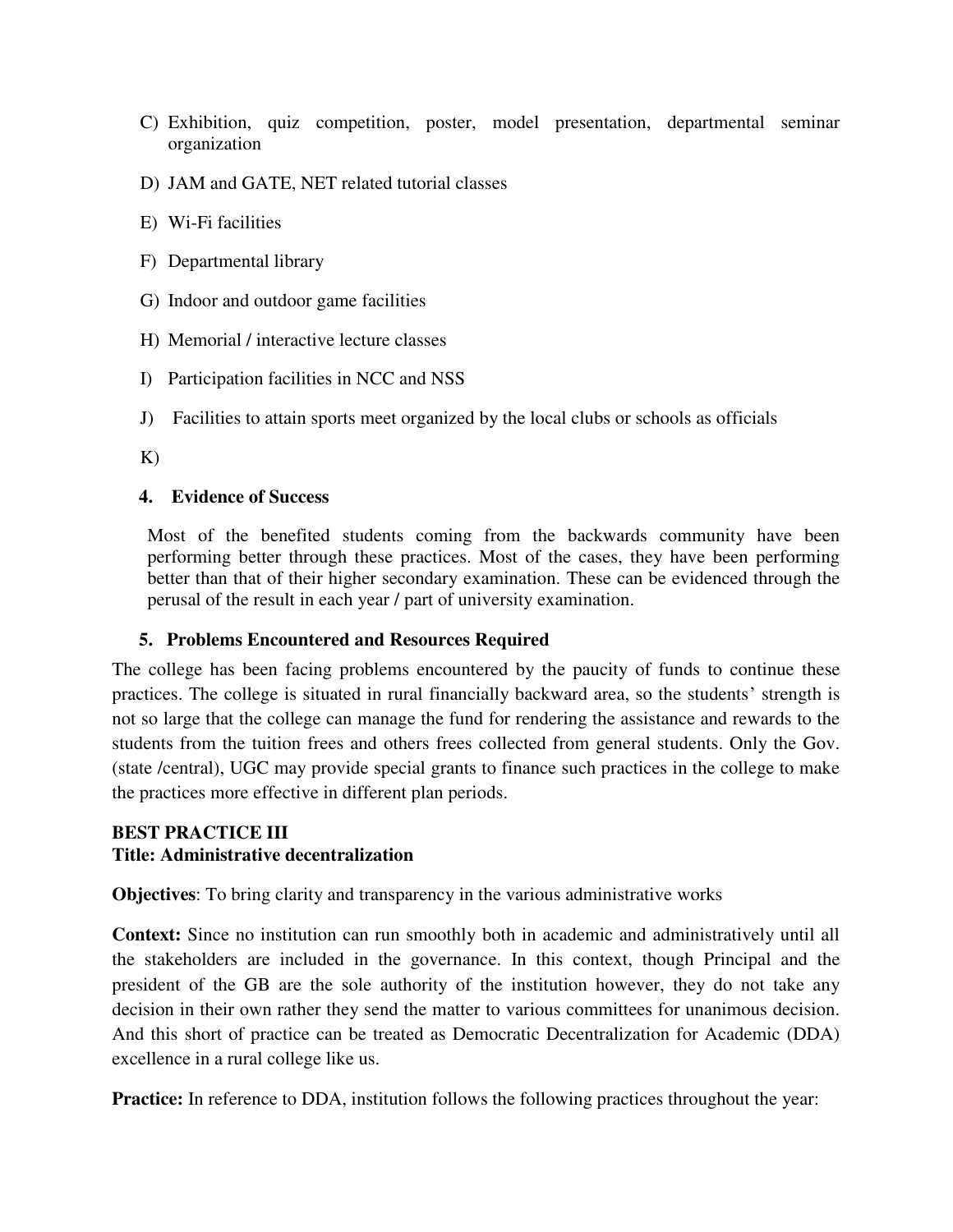C) Exhibition, quiz competition, poster, model presentation, departmental seminar organization

D) JAM and GATE, NET related tutorial classes

E) Wi-Fi facilities

F) Departmental library

G) Indoor and outdoor game facilities

H) Memorial / interactive lecture classes

I) Participation facilities in NCC and NSS

J) Facilities to attain sports meet organized by the local clubs or schools as officials

K)

**4. Evidence of Success**

Most of the benefited students coming from the backwards community have been performing better through these practices. Most of the cases, they have been performing better than that of their higher secondary examination. These can be evidenced through the perusal of the result in each year / part of university examination.

**5. Problems Encountered and Resources Required**

The college has been facing problems encountered by the paucity of funds to continue these practices. The college is situated in rural financially backward area, so the students' strength is not so large that the college can manage the fund for rendering the assistance and rewards to the students from the tuition frees and others frees collected from general students. Only the Gov. (state /central), UGC may provide special grants to finance such practices in the college to make the practices more effective in different plan periods.

**BEST PRACTICE III**
**Title: Administrative decentralization**

**Objectives**: To bring clarity and transparency in the various administrative works

**Context:** Since no institution can run smoothly both in academic and administratively until all the stakeholders are included in the governance. In this context, though Principal and the president of the GB are the sole authority of the institution however, they do not take any decision in their own rather they send the matter to various committees for unanimous decision. And this short of practice can be treated as Democratic Decentralization for Academic (DDA) excellence in a rural college like us.

**Practice:** In reference to DDA, institution follows the following practices throughout the year: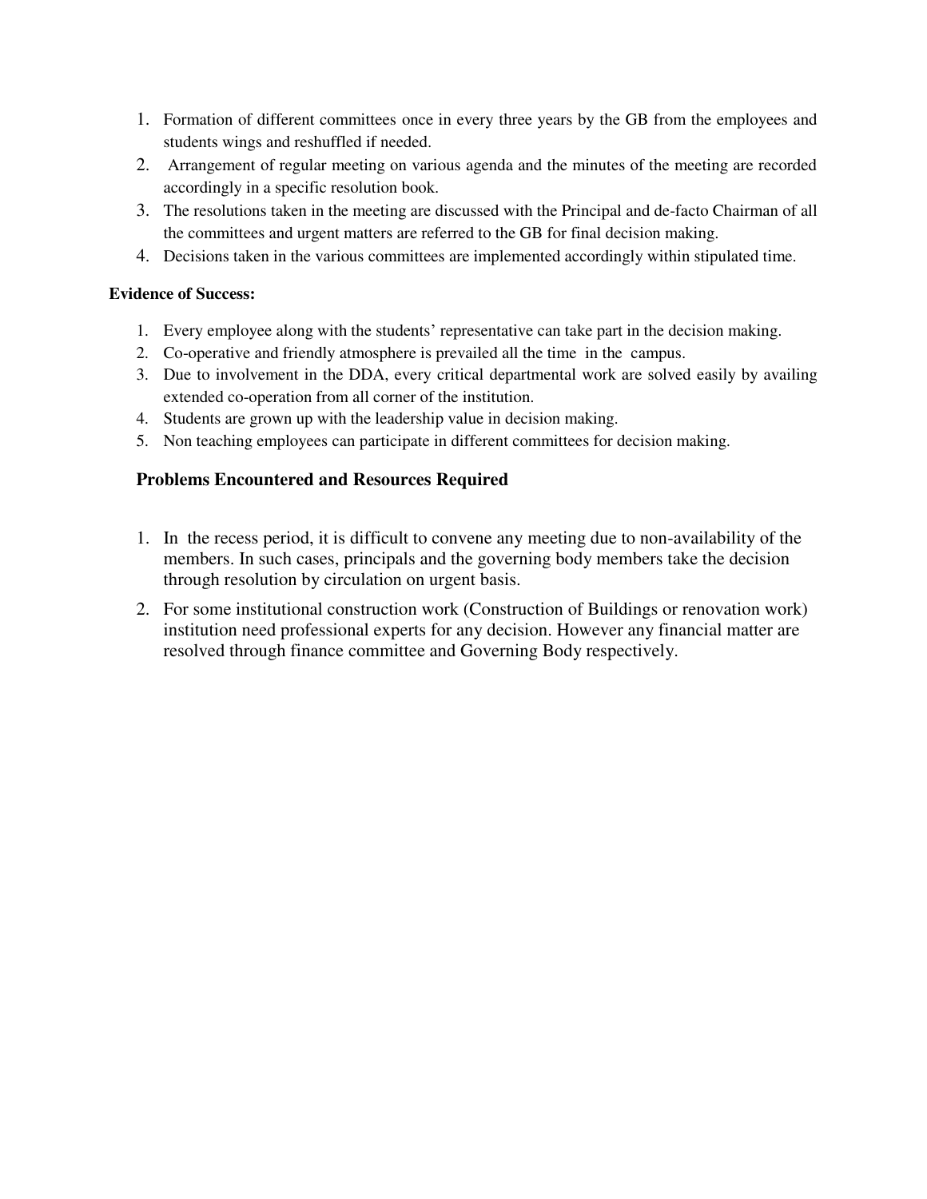1. Formation of different committees once in every three years by the GB from the employees and students wings and reshuffled if needed.
2. Arrangement of regular meeting on various agenda and the minutes of the meeting are recorded accordingly in a specific resolution book.
3. The resolutions taken in the meeting are discussed with the Principal and de-facto Chairman of all the committees and urgent matters are referred to the GB for final decision making.
4. Decisions taken in the various committees are implemented accordingly within stipulated time.

**Evidence of Success:**

1. Every employee along with the students' representative can take part in the decision making.
2. Co-operative and friendly atmosphere is prevailed all the time in the campus.
3. Due to involvement in the DDA, every critical departmental work are solved easily by availing extended co-operation from all corner of the institution.
4. Students are grown up with the leadership value in decision making.
5. Non teaching employees can participate in different committees for decision making.

### Problems Encountered and Resources Required

1. In the recess period, it is difficult to convene any meeting due to non-availability of the members. In such cases, principals and the governing body members take the decision through resolution by circulation on urgent basis.
2. For some institutional construction work (Construction of Buildings or renovation work) institution need professional experts for any decision. However any financial matter are resolved through finance committee and Governing Body respectively.